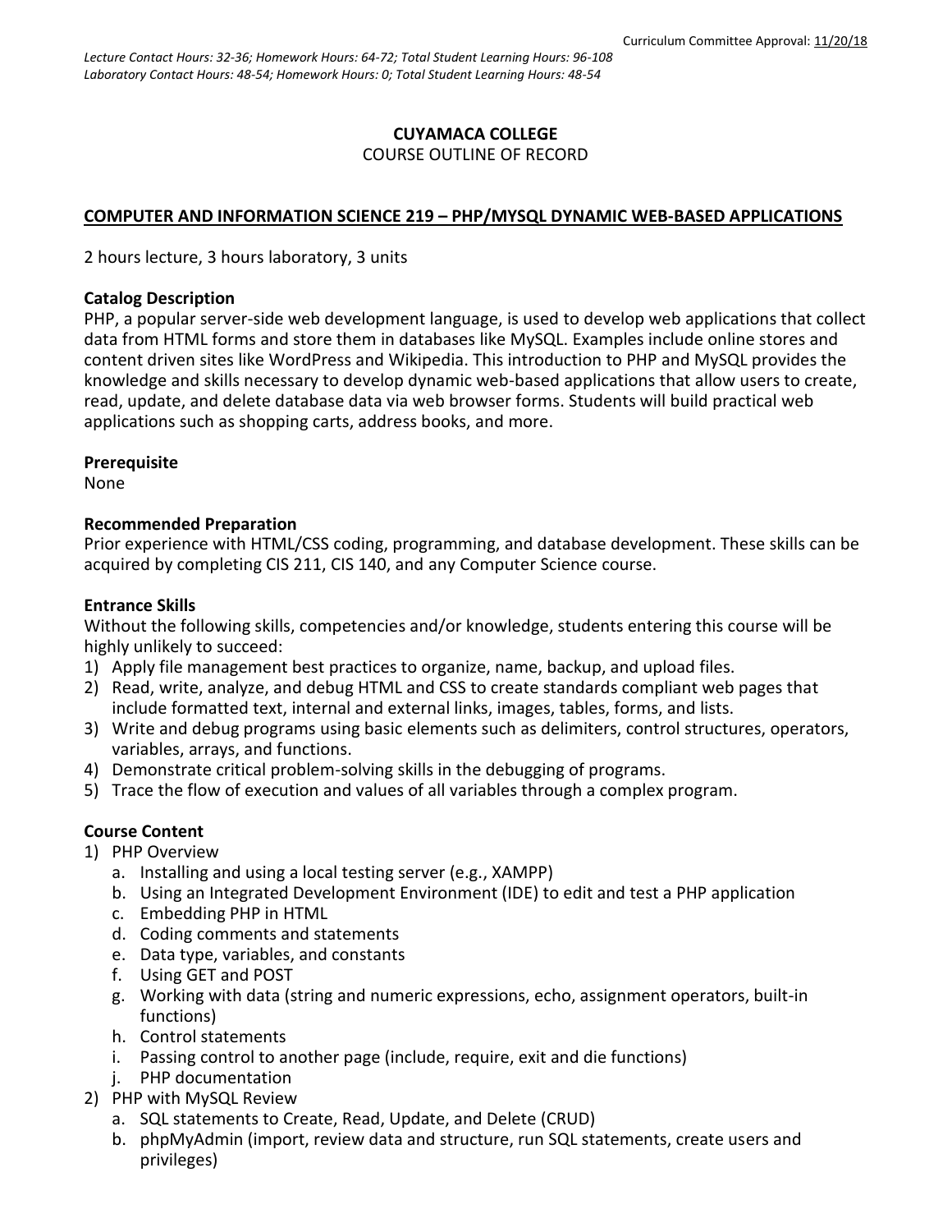Curriculum Committee Approval: 11/20/18

*Lecture Contact Hours: 32-36; Homework Hours: 64-72; Total Student Learning Hours: 96-108*
*Laboratory Contact Hours: 48-54; Homework Hours: 0; Total Student Learning Hours: 48-54*

**CUYAMACA COLLEGE**
COURSE OUTLINE OF RECORD

**COMPUTER AND INFORMATION SCIENCE 219 – PHP/MYSQL DYNAMIC WEB-BASED APPLICATIONS**

2 hours lecture, 3 hours laboratory, 3 units

**Catalog Description**
PHP, a popular server-side web development language, is used to develop web applications that collect data from HTML forms and store them in databases like MySQL. Examples include online stores and content driven sites like WordPress and Wikipedia. This introduction to PHP and MySQL provides the knowledge and skills necessary to develop dynamic web-based applications that allow users to create, read, update, and delete database data via web browser forms. Students will build practical web applications such as shopping carts, address books, and more.

**Prerequisite**
None

**Recommended Preparation**
Prior experience with HTML/CSS coding, programming, and database development. These skills can be acquired by completing CIS 211, CIS 140, and any Computer Science course.

**Entrance Skills**
Without the following skills, competencies and/or knowledge, students entering this course will be highly unlikely to succeed:

1) Apply file management best practices to organize, name, backup, and upload files.
2) Read, write, analyze, and debug HTML and CSS to create standards compliant web pages that include formatted text, internal and external links, images, tables, forms, and lists.
3) Write and debug programs using basic elements such as delimiters, control structures, operators, variables, arrays, and functions.
4) Demonstrate critical problem-solving skills in the debugging of programs.
5) Trace the flow of execution and values of all variables through a complex program.

**Course Content**

1) PHP Overview
   a. Installing and using a local testing server (e.g., XAMPP)
   b. Using an Integrated Development Environment (IDE) to edit and test a PHP application
   c. Embedding PHP in HTML
   d. Coding comments and statements
   e. Data type, variables, and constants
   f. Using GET and POST
   g. Working with data (string and numeric expressions, echo, assignment operators, built-in functions)
   h. Control statements
   i. Passing control to another page (include, require, exit and die functions)
   j. PHP documentation
2) PHP with MySQL Review
   a. SQL statements to Create, Read, Update, and Delete (CRUD)
   b. phpMyAdmin (import, review data and structure, run SQL statements, create users and privileges)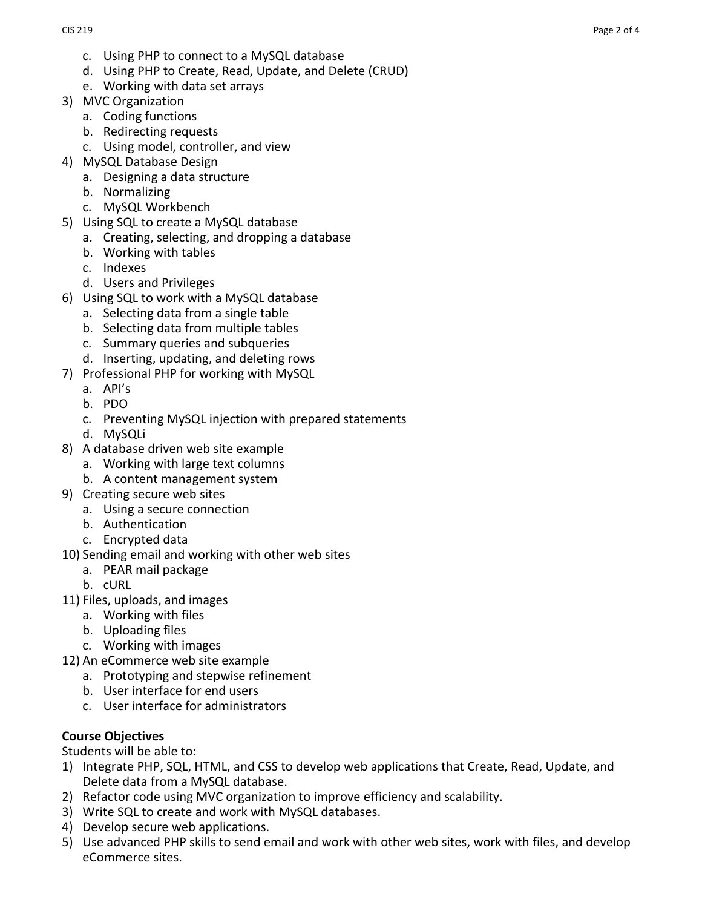c. Using PHP to connect to a MySQL database
   d. Using PHP to Create, Read, Update, and Delete (CRUD)
   e. Working with data set arrays
3) MVC Organization
   a. Coding functions
   b. Redirecting requests
   c. Using model, controller, and view
4) MySQL Database Design
   a. Designing a data structure
   b. Normalizing
   c. MySQL Workbench
5) Using SQL to create a MySQL database
   a. Creating, selecting, and dropping a database
   b. Working with tables
   c. Indexes
   d. Users and Privileges
6) Using SQL to work with a MySQL database
   a. Selecting data from a single table
   b. Selecting data from multiple tables
   c. Summary queries and subqueries
   d. Inserting, updating, and deleting rows
7) Professional PHP for working with MySQL
   a. API's
   b. PDO
   c. Preventing MySQL injection with prepared statements
   d. MySQLi
8) A database driven web site example
   a. Working with large text columns
   b. A content management system
9) Creating secure web sites
   a. Using a secure connection
   b. Authentication
   c. Encrypted data
10) Sending email and working with other web sites
   a. PEAR mail package
   b. cURL
11) Files, uploads, and images
   a. Working with files
   b. Uploading files
   c. Working with images
12) An eCommerce web site example
   a. Prototyping and stepwise refinement
   b. User interface for end users
   c. User interface for administrators

**Course Objectives**

Students will be able to:

1) Integrate PHP, SQL, HTML, and CSS to develop web applications that Create, Read, Update, and Delete data from a MySQL database.
2) Refactor code using MVC organization to improve efficiency and scalability.
3) Write SQL to create and work with MySQL databases.
4) Develop secure web applications.
5) Use advanced PHP skills to send email and work with other web sites, work with files, and develop eCommerce sites.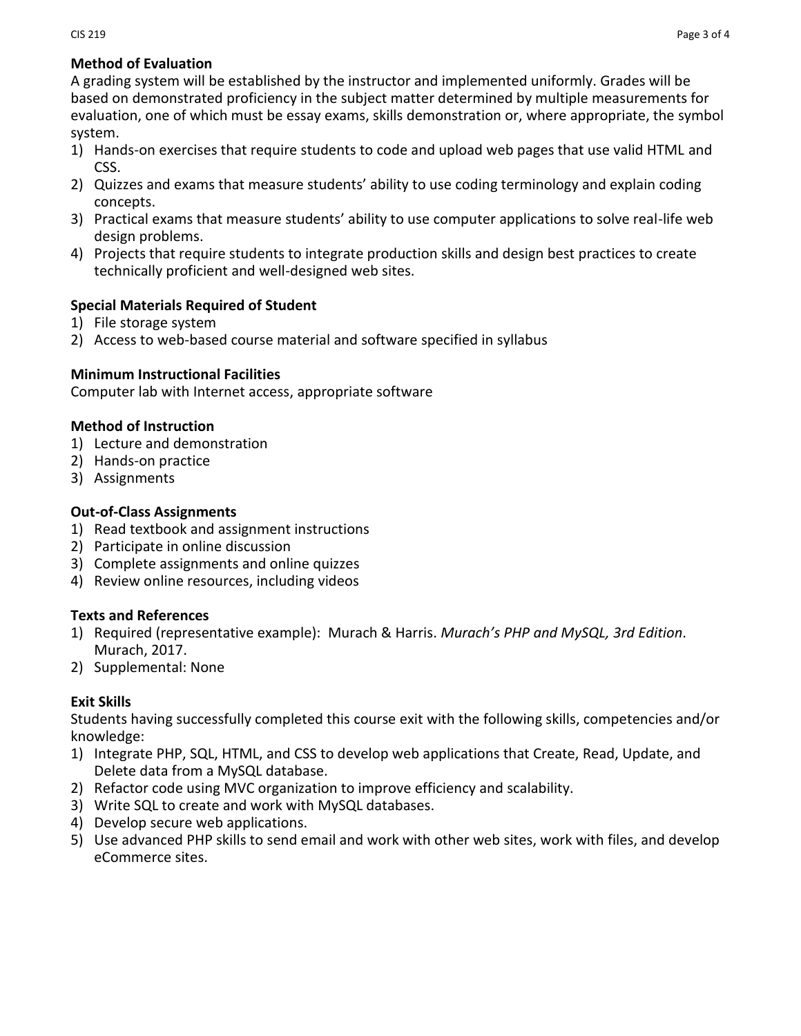**Method of Evaluation**

A grading system will be established by the instructor and implemented uniformly. Grades will be based on demonstrated proficiency in the subject matter determined by multiple measurements for evaluation, one of which must be essay exams, skills demonstration or, where appropriate, the symbol system.

1) Hands-on exercises that require students to code and upload web pages that use valid HTML and CSS.
2) Quizzes and exams that measure students' ability to use coding terminology and explain coding concepts.
3) Practical exams that measure students' ability to use computer applications to solve real-life web design problems.
4) Projects that require students to integrate production skills and design best practices to create technically proficient and well-designed web sites.

**Special Materials Required of Student**

1) File storage system
2) Access to web-based course material and software specified in syllabus

**Minimum Instructional Facilities**

Computer lab with Internet access, appropriate software

**Method of Instruction**

1) Lecture and demonstration
2) Hands-on practice
3) Assignments

**Out-of-Class Assignments**

1) Read textbook and assignment instructions
2) Participate in online discussion
3) Complete assignments and online quizzes
4) Review online resources, including videos

**Texts and References**

1) Required (representative example): Murach & Harris. *Murach's PHP and MySQL, 3rd Edition*. Murach, 2017.
2) Supplemental: None

**Exit Skills**

Students having successfully completed this course exit with the following skills, competencies and/or knowledge:

1) Integrate PHP, SQL, HTML, and CSS to develop web applications that Create, Read, Update, and Delete data from a MySQL database.
2) Refactor code using MVC organization to improve efficiency and scalability.
3) Write SQL to create and work with MySQL databases.
4) Develop secure web applications.
5) Use advanced PHP skills to send email and work with other web sites, work with files, and develop eCommerce sites.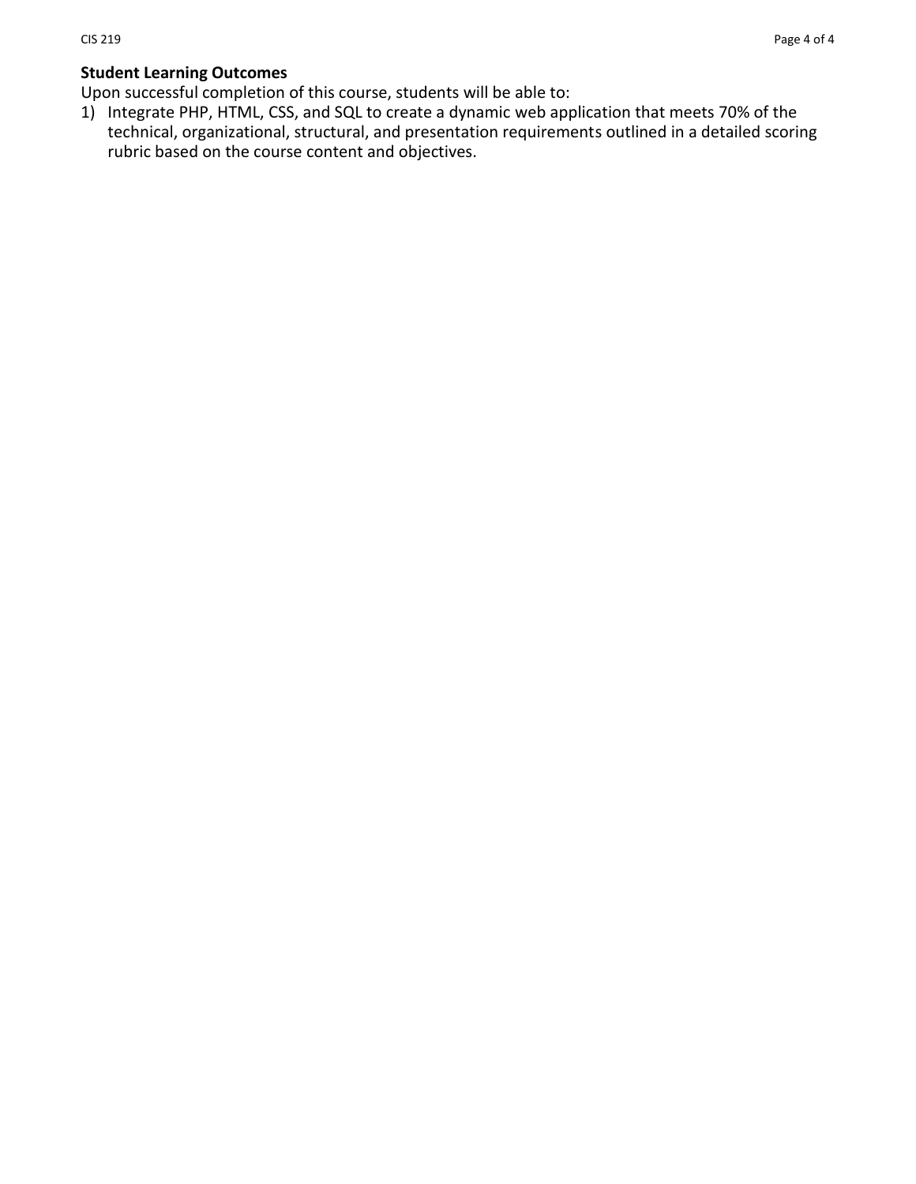**Student Learning Outcomes**

Upon successful completion of this course, students will be able to:

1) Integrate PHP, HTML, CSS, and SQL to create a dynamic web application that meets 70% of the technical, organizational, structural, and presentation requirements outlined in a detailed scoring rubric based on the course content and objectives.